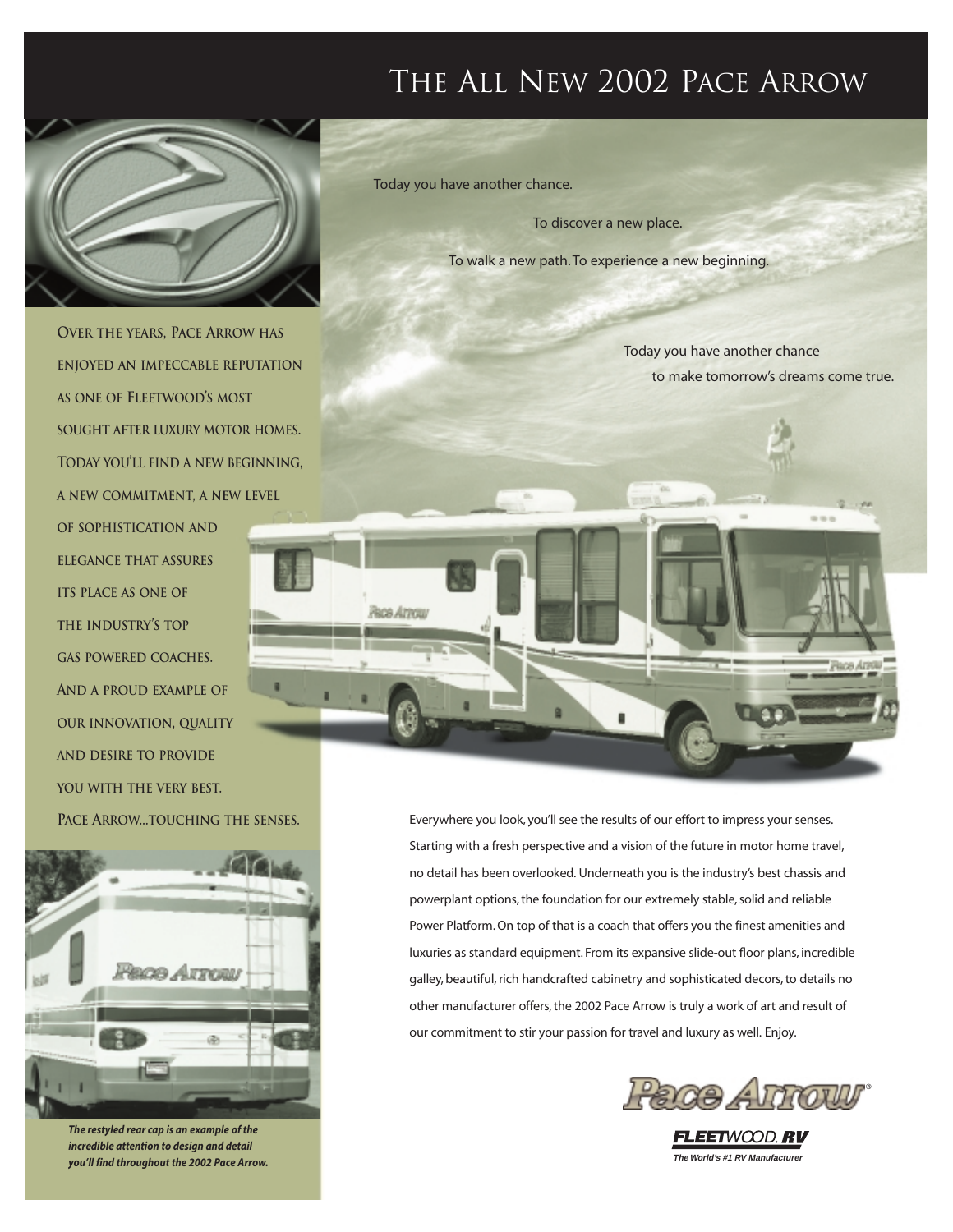# The All New 2002 Pace Arrow

Today you have another chance.

To discover a new place.

To walk a new path. To experience a new beginning.

Today you have another chance to make tomorrow's dreams come true.

OVER THE YEARS, PACE ARROW HAS ENJOYED AN IMPECCABLE REPUTATION AS ONE OF FLEETWOOD'S MOST SOUGHT AFTER LUXURY MOTOR HOMES. TODAY YOU'LL FIND A NEW BEGINNING, A NEW COMMITMENT, A NEW LEVEL OF SOPHISTICATION AND ELEGANCE THAT ASSURES ITS PLACE AS ONE OF THE INDUSTRY'S TOP GAS POWERED COACHES. AND A PROUD EXAMPLE OF OUR INNOVATION, QUALITY AND DESIRE TO PROVIDE YOU WITH THE VERY BEST. PACE ARROW...TOUCHING THE SENSES.

Everywhere you look, you'll see the results of our effort to impress your senses. Starting with a fresh perspective and a vision of the future in motor home travel, no detail has been overlooked. Underneath you is the industry's best chassis and powerplant options, the foundation for our extremely stable, solid and reliable Power Platform. On top of that is a coach that offers you the finest amenities and luxuries as standard equipment. From its expansive slide-out floor plans, incredible galley, beautiful, rich handcrafted cabinetry and sophisticated decors, to details no other manufacturer offers, the 2002 Pace Arrow is truly a work of art and result of our commitment to stir your passion for travel and luxury as well. Enjoy.

***The restyled rear cap is an example of the incredible attention to design and detail you'll find throughout the 2002 Pace Arrow.***

Pace Arrow®

FLEETWOOD RV

*The World's #1 RV Manufacturer*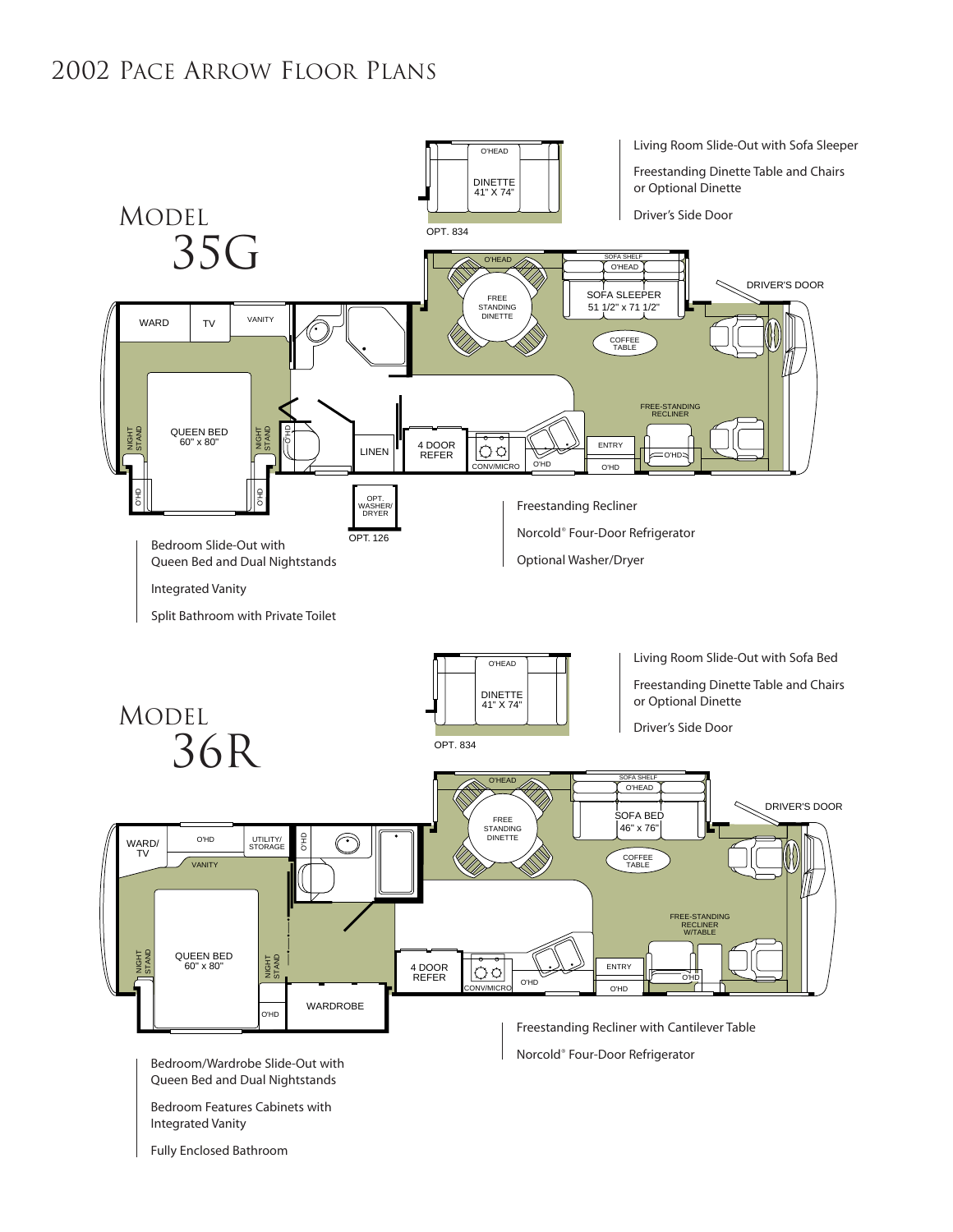# 2002 Pace Arrow Floor Plans

## Model 35G

- Living Room Slide-Out with Sofa Sleeper
- Freestanding Dinette Table and Chairs or Optional Dinette
- Driver's Side Door

- Freestanding Recliner
- Norcold® Four-Door Refrigerator
- Optional Washer/Dryer

- Bedroom Slide-Out with Queen Bed and Dual Nightstands
- Integrated Vanity
- Split Bathroom with Private Toilet

## Model 36R

- Living Room Slide-Out with Sofa Bed
- Freestanding Dinette Table and Chairs or Optional Dinette
- Driver's Side Door

- Freestanding Recliner with Cantilever Table
- Norcold® Four-Door Refrigerator

- Bedroom/Wardrobe Slide-Out with Queen Bed and Dual Nightstands
- Bedroom Features Cabinets with Integrated Vanity
- Fully Enclosed Bathroom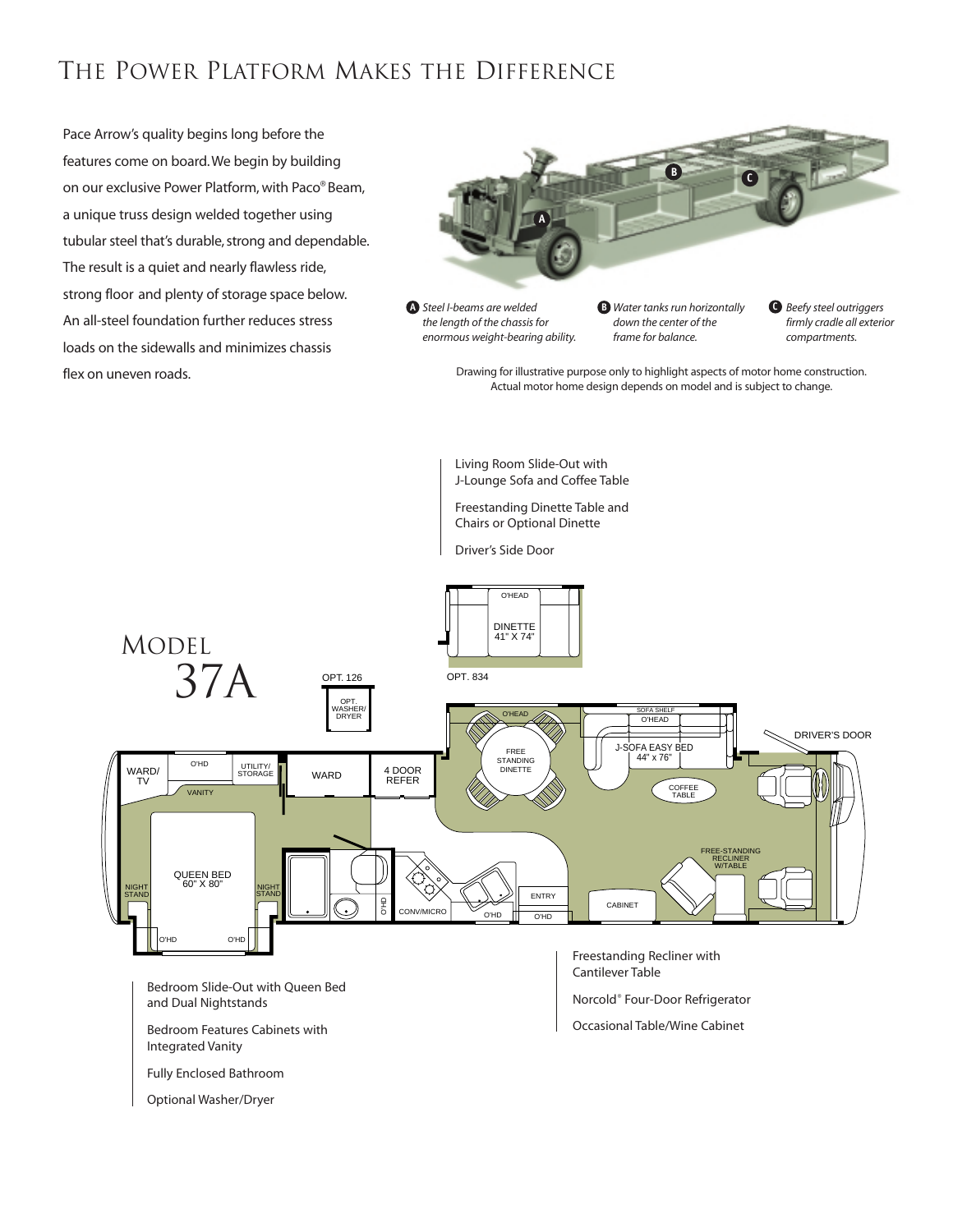# The Power Platform Makes the Difference

Pace Arrow's quality begins long before the features come on board. We begin by building on our exclusive Power Platform, with Paco® Beam, a unique truss design welded together using tubular steel that's durable, strong and dependable. The result is a quiet and nearly flawless ride, strong floor and plenty of storage space below. An all-steel foundation further reduces stress loads on the sidewalls and minimizes chassis flex on uneven roads.

**A** *Steel I-beams are welded the length of the chassis for enormous weight-bearing ability.*

**B** *Water tanks run horizontally down the center of the frame for balance.*

**C** *Beefy steel outriggers firmly cradle all exterior compartments.*

Drawing for illustrative purpose only to highlight aspects of motor home construction. Actual motor home design depends on model and is subject to change.

## Model 37A

- Living Room Slide-Out with J-Lounge Sofa and Coffee Table
- Freestanding Dinette Table and Chairs or Optional Dinette
- Driver's Side Door

- Freestanding Recliner with Cantilever Table
- Norcold® Four-Door Refrigerator
- Occasional Table/Wine Cabinet

- Bedroom Slide-Out with Queen Bed and Dual Nightstands
- Bedroom Features Cabinets with Integrated Vanity
- Fully Enclosed Bathroom
- Optional Washer/Dryer

OPT. 834: O'HEAD, DINETTE 41" X 74"

OPT. 126: OPT. WASHER/ DRYER

WARD/ TV, O'HD, UTILITY/ STORAGE, WARD, 4 DOOR REFER, O'HEAD, FREE STANDING DINETTE, SOFA SHELF, O'HEAD, J-SOFA EASY BED 44" x 76", COFFEE TABLE, DRIVER'S DOOR, VANITY, QUEEN BED 60" X 80", NIGHT STAND, NIGHT STAND, O'HD, O'HD, O'HD, CONV/MICRO, O'HD, ENTRY, O'HD, CABINET, FREE-STANDING RECLINER W/TABLE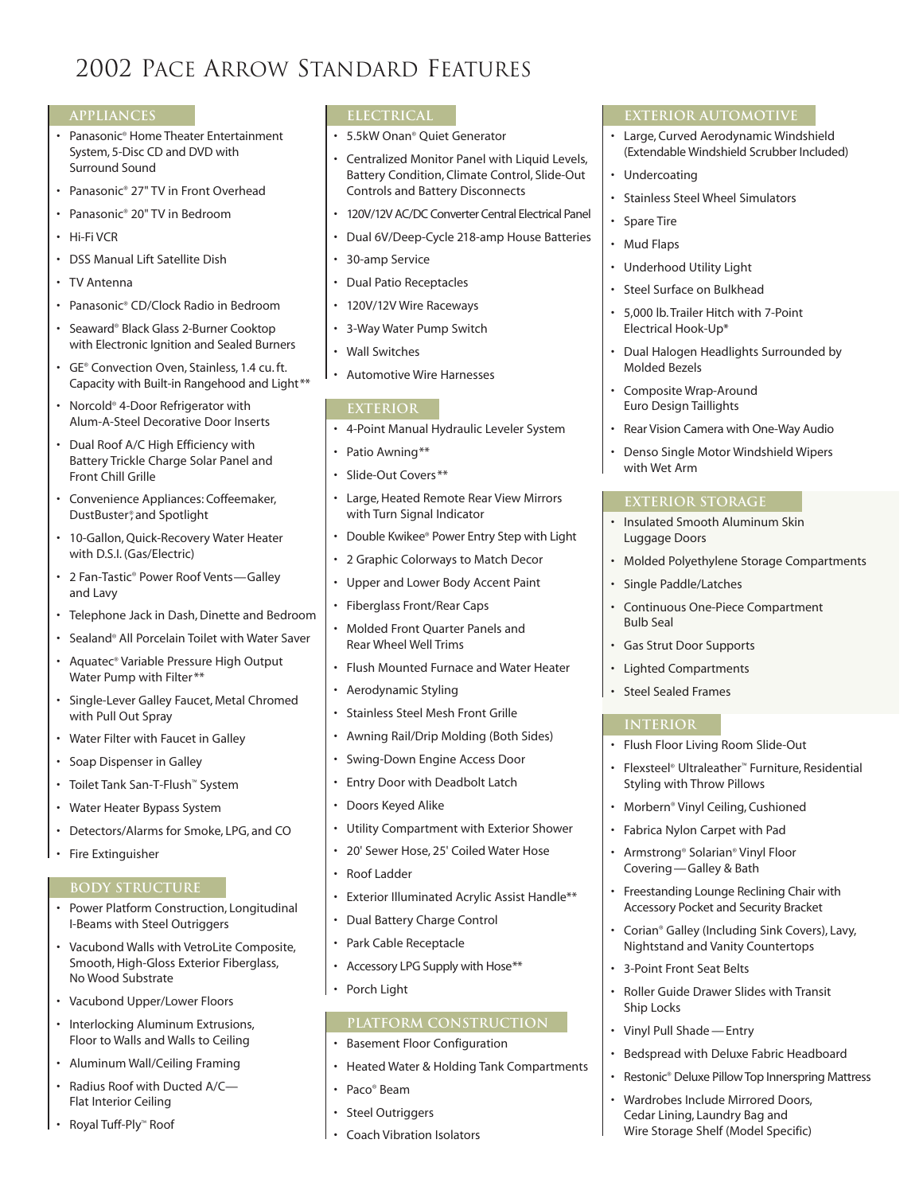# 2002 Pace Arrow Standard Features

## APPLIANCES

- Panasonic® Home Theater Entertainment System, 5-Disc CD and DVD with Surround Sound
- Panasonic® 27" TV in Front Overhead
- Panasonic® 20" TV in Bedroom
- Hi-Fi VCR
- DSS Manual Lift Satellite Dish
- TV Antenna
- Panasonic® CD/Clock Radio in Bedroom
- Seaward® Black Glass 2-Burner Cooktop with Electronic Ignition and Sealed Burners
- GE® Convection Oven, Stainless, 1.4 cu. ft. Capacity with Built-in Rangehood and Light**
- Norcold® 4-Door Refrigerator with Alum-A-Steel Decorative Door Inserts
- Dual Roof A/C High Efficiency with Battery Trickle Charge Solar Panel and Front Chill Grille
- Convenience Appliances: Coffeemaker, DustBuster®, and Spotlight
- 10-Gallon, Quick-Recovery Water Heater with D.S.I. (Gas/Electric)
- 2 Fan-Tastic® Power Roof Vents—Galley and Lavy
- Telephone Jack in Dash, Dinette and Bedroom
- Sealand® All Porcelain Toilet with Water Saver
- Aquatec® Variable Pressure High Output Water Pump with Filter**
- Single-Lever Galley Faucet, Metal Chromed with Pull Out Spray
- Water Filter with Faucet in Galley
- Soap Dispenser in Galley
- Toilet Tank San-T-Flush™ System
- Water Heater Bypass System
- Detectors/Alarms for Smoke, LPG, and CO
- Fire Extinguisher

## BODY STRUCTURE

- Power Platform Construction, Longitudinal I-Beams with Steel Outriggers
- Vacubond Walls with VetroLite Composite, Smooth, High-Gloss Exterior Fiberglass, No Wood Substrate
- Vacubond Upper/Lower Floors
- Interlocking Aluminum Extrusions, Floor to Walls and Walls to Ceiling
- Aluminum Wall/Ceiling Framing
- Radius Roof with Ducted A/C—Flat Interior Ceiling
- Royal Tuff-Ply™ Roof

## ELECTRICAL

- 5.5kW Onan® Quiet Generator
- Centralized Monitor Panel with Liquid Levels, Battery Condition, Climate Control, Slide-Out Controls and Battery Disconnects
- 120V/12V AC/DC Converter Central Electrical Panel
- Dual 6V/Deep-Cycle 218-amp House Batteries
- 30-amp Service
- Dual Patio Receptacles
- 120V/12V Wire Raceways
- 3-Way Water Pump Switch
- Wall Switches
- Automotive Wire Harnesses

## EXTERIOR

- 4-Point Manual Hydraulic Leveler System
- Patio Awning**
- Slide-Out Covers**
- Large, Heated Remote Rear View Mirrors with Turn Signal Indicator
- Double Kwikee® Power Entry Step with Light
- 2 Graphic Colorways to Match Decor
- Upper and Lower Body Accent Paint
- Fiberglass Front/Rear Caps
- Molded Front Quarter Panels and Rear Wheel Well Trims
- Flush Mounted Furnace and Water Heater
- Aerodynamic Styling
- Stainless Steel Mesh Front Grille
- Awning Rail/Drip Molding (Both Sides)
- Swing-Down Engine Access Door
- Entry Door with Deadbolt Latch
- Doors Keyed Alike
- Utility Compartment with Exterior Shower
- 20' Sewer Hose, 25' Coiled Water Hose
- Roof Ladder
- Exterior Illuminated Acrylic Assist Handle**
- Dual Battery Charge Control
- Park Cable Receptacle
- Accessory LPG Supply with Hose**
- Porch Light

## PLATFORM CONSTRUCTION

- Basement Floor Configuration
- Heated Water & Holding Tank Compartments
- Paco® Beam
- Steel Outriggers
- Coach Vibration Isolators

## EXTERIOR AUTOMOTIVE

- Large, Curved Aerodynamic Windshield (Extendable Windshield Scrubber Included)
- Undercoating
- Stainless Steel Wheel Simulators
- Spare Tire
- Mud Flaps
- Underhood Utility Light
- Steel Surface on Bulkhead
- 5,000 lb. Trailer Hitch with 7-Point Electrical Hook-Up*
- Dual Halogen Headlights Surrounded by Molded Bezels
- Composite Wrap-Around Euro Design Taillights
- Rear Vision Camera with One-Way Audio
- Denso Single Motor Windshield Wipers with Wet Arm

## EXTERIOR STORAGE

- Insulated Smooth Aluminum Skin Luggage Doors
- Molded Polyethylene Storage Compartments
- Single Paddle/Latches
- Continuous One-Piece Compartment Bulb Seal
- Gas Strut Door Supports
- Lighted Compartments
- Steel Sealed Frames

## INTERIOR

- Flush Floor Living Room Slide-Out
- Flexsteel® Ultraleather™ Furniture, Residential Styling with Throw Pillows
- Morbern® Vinyl Ceiling, Cushioned
- Fabrica Nylon Carpet with Pad
- Armstrong® Solarian® Vinyl Floor Covering—Galley & Bath
- Freestanding Lounge Reclining Chair with Accessory Pocket and Security Bracket
- Corian® Galley (Including Sink Covers), Lavy, Nightstand and Vanity Countertops
- 3-Point Front Seat Belts
- Roller Guide Drawer Slides with Transit Ship Locks
- Vinyl Pull Shade—Entry
- Bedspread with Deluxe Fabric Headboard
- Restonic® Deluxe Pillow Top Innerspring Mattress
- Wardrobes Include Mirrored Doors, Cedar Lining, Laundry Bag and Wire Storage Shelf (Model Specific)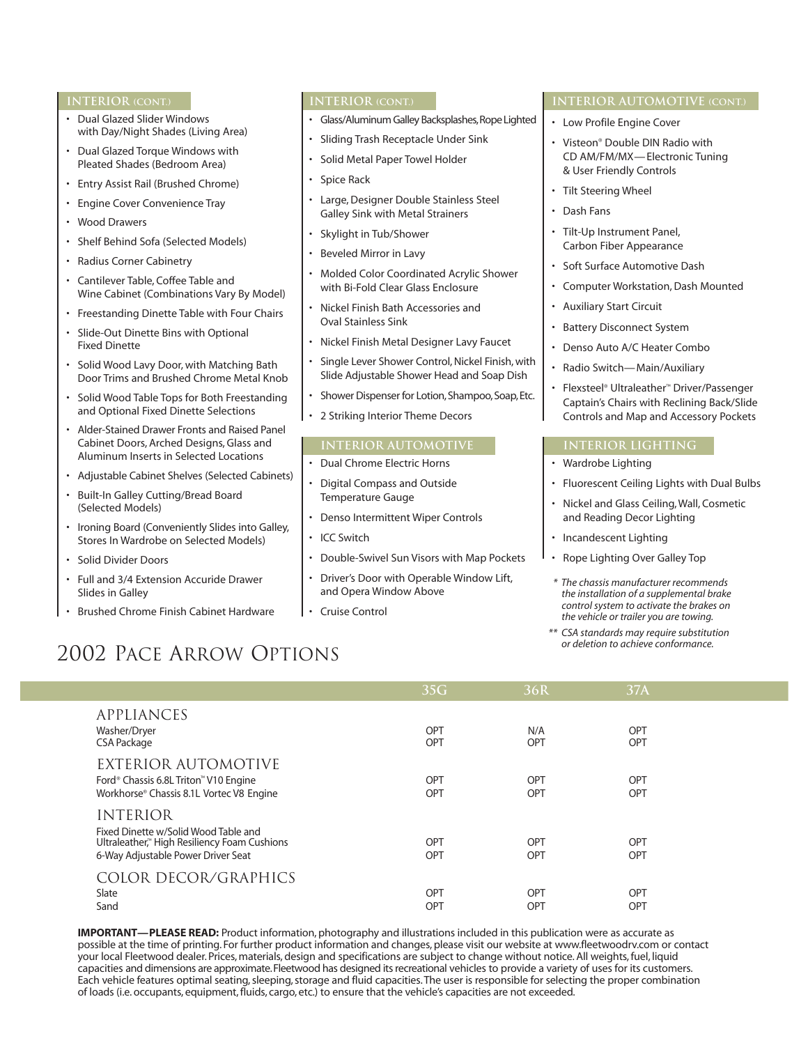## INTERIOR (CONT.)

- Dual Glazed Slider Windows with Day/Night Shades (Living Area)
- Dual Glazed Torque Windows with Pleated Shades (Bedroom Area)
- Entry Assist Rail (Brushed Chrome)
- Engine Cover Convenience Tray
- Wood Drawers
- Shelf Behind Sofa (Selected Models)
- Radius Corner Cabinetry
- Cantilever Table, Coffee Table and Wine Cabinet (Combinations Vary By Model)
- Freestanding Dinette Table with Four Chairs
- Slide-Out Dinette Bins with Optional Fixed Dinette
- Solid Wood Lavy Door, with Matching Bath Door Trims and Brushed Chrome Metal Knob
- Solid Wood Table Tops for Both Freestanding and Optional Fixed Dinette Selections
- Alder-Stained Drawer Fronts and Raised Panel Cabinet Doors, Arched Designs, Glass and Aluminum Inserts in Selected Locations
- Adjustable Cabinet Shelves (Selected Cabinets)
- Built-In Galley Cutting/Bread Board (Selected Models)
- Ironing Board (Conveniently Slides into Galley, Stores In Wardrobe on Selected Models)
- Solid Divider Doors
- Full and 3/4 Extension Accuride Drawer Slides in Galley
- Brushed Chrome Finish Cabinet Hardware

## INTERIOR (CONT.)

- Glass/Aluminum Galley Backsplashes, Rope Lighted
- Sliding Trash Receptacle Under Sink
- Solid Metal Paper Towel Holder
- Spice Rack
- Large, Designer Double Stainless Steel Galley Sink with Metal Strainers
- Skylight in Tub/Shower
- Beveled Mirror in Lavy
- Molded Color Coordinated Acrylic Shower with Bi-Fold Clear Glass Enclosure
- Nickel Finish Bath Accessories and Oval Stainless Sink
- Nickel Finish Metal Designer Lavy Faucet
- Single Lever Shower Control, Nickel Finish, with Slide Adjustable Shower Head and Soap Dish
- Shower Dispenser for Lotion, Shampoo, Soap, Etc.
- 2 Striking Interior Theme Decors

## INTERIOR AUTOMOTIVE

- Dual Chrome Electric Horns
- Digital Compass and Outside Temperature Gauge
- Denso Intermittent Wiper Controls
- ICC Switch
- Double-Swivel Sun Visors with Map Pockets
- Driver's Door with Operable Window Lift, and Opera Window Above
- Cruise Control

## INTERIOR AUTOMOTIVE (CONT.)

- Low Profile Engine Cover
- Visteon® Double DIN Radio with CD AM/FM/MX—Electronic Tuning & User Friendly Controls
- Tilt Steering Wheel
- Dash Fans
- Tilt-Up Instrument Panel, Carbon Fiber Appearance
- Soft Surface Automotive Dash
- Computer Workstation, Dash Mounted
- Auxiliary Start Circuit
- Battery Disconnect System
- Denso Auto A/C Heater Combo
- Radio Switch—Main/Auxiliary
- Flexsteel® Ultraleather™ Driver/Passenger Captain's Chairs with Reclining Back/Slide Controls and Map and Accessory Pockets

## INTERIOR LIGHTING

- Wardrobe Lighting
- Fluorescent Ceiling Lights with Dual Bulbs
- Nickel and Glass Ceiling, Wall, Cosmetic and Reading Decor Lighting
- Incandescent Lighting
- Rope Lighting Over Galley Top

*\* The chassis manufacturer recommends the installation of a supplemental brake control system to activate the brakes on the vehicle or trailer you are towing.*

*\*\* CSA standards may require substitution or deletion to achieve conformance.*

# 2002 Pace Arrow Options

| | 35G | 36R | 37A |
|---|---|---|---|
| **APPLIANCES** | | | |
| Washer/Dryer | OPT | N/A | OPT |
| CSA Package | OPT | OPT | OPT |
| **EXTERIOR AUTOMOTIVE** | | | |
| Ford® Chassis 6.8L Triton™ V10 Engine | OPT | OPT | OPT |
| Workhorse® Chassis 8.1L Vortec V8 Engine | OPT | OPT | OPT |
| **INTERIOR** | | | |
| Fixed Dinette w/Solid Wood Table and Ultraleather,™ High Resiliency Foam Cushions | OPT | OPT | OPT |
| 6-Way Adjustable Power Driver Seat | OPT | OPT | OPT |
| **COLOR DECOR/GRAPHICS** | | | |
| Slate | OPT | OPT | OPT |
| Sand | OPT | OPT | OPT |

**IMPORTANT—PLEASE READ:** Product information, photography and illustrations included in this publication were as accurate as possible at the time of printing. For further product information and changes, please visit our website at www.fleetwoodrv.com or contact your local Fleetwood dealer. Prices, materials, design and specifications are subject to change without notice. All weights, fuel, liquid capacities and dimensions are approximate. Fleetwood has designed its recreational vehicles to provide a variety of uses for its customers. Each vehicle features optimal seating, sleeping, storage and fluid capacities. The user is responsible for selecting the proper combination of loads (i.e. occupants, equipment, fluids, cargo, etc.) to ensure that the vehicle's capacities are not exceeded.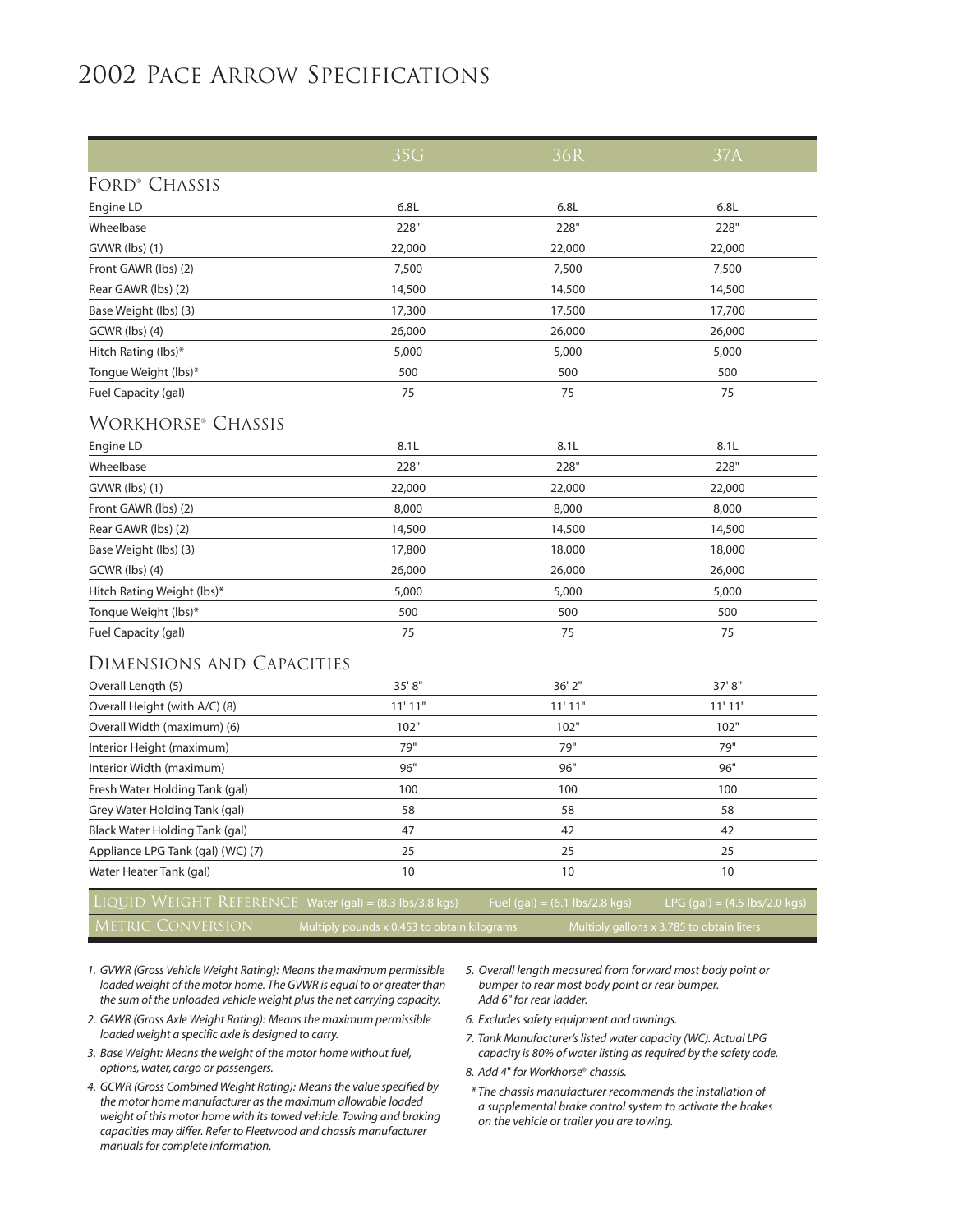# 2002 Pace Arrow Specifications

| | 35G | 36R | 37A |
|---|---|---|---|
| **Ford® Chassis** | | | |
| Engine LD | 6.8L | 6.8L | 6.8L |
| Wheelbase | 228" | 228" | 228" |
| GVWR (lbs) (1) | 22,000 | 22,000 | 22,000 |
| Front GAWR (lbs) (2) | 7,500 | 7,500 | 7,500 |
| Rear GAWR (lbs) (2) | 14,500 | 14,500 | 14,500 |
| Base Weight (lbs) (3) | 17,300 | 17,500 | 17,700 |
| GCWR (lbs) (4) | 26,000 | 26,000 | 26,000 |
| Hitch Rating (lbs)* | 5,000 | 5,000 | 5,000 |
| Tongue Weight (lbs)* | 500 | 500 | 500 |
| Fuel Capacity (gal) | 75 | 75 | 75 |
| **Workhorse® Chassis** | | | |
| Engine LD | 8.1L | 8.1L | 8.1L |
| Wheelbase | 228" | 228" | 228" |
| GVWR (lbs) (1) | 22,000 | 22,000 | 22,000 |
| Front GAWR (lbs) (2) | 8,000 | 8,000 | 8,000 |
| Rear GAWR (lbs) (2) | 14,500 | 14,500 | 14,500 |
| Base Weight (lbs) (3) | 17,800 | 18,000 | 18,000 |
| GCWR (lbs) (4) | 26,000 | 26,000 | 26,000 |
| Hitch Rating Weight (lbs)* | 5,000 | 5,000 | 5,000 |
| Tongue Weight (lbs)* | 500 | 500 | 500 |
| Fuel Capacity (gal) | 75 | 75 | 75 |
| **Dimensions and Capacities** | | | |
| Overall Length (5) | 35' 8" | 36' 2" | 37' 8" |
| Overall Height (with A/C) (8) | 11' 11" | 11' 11" | 11' 11" |
| Overall Width (maximum) (6) | 102" | 102" | 102" |
| Interior Height (maximum) | 79" | 79" | 79" |
| Interior Width (maximum) | 96" | 96" | 96" |
| Fresh Water Holding Tank (gal) | 100 | 100 | 100 |
| Grey Water Holding Tank (gal) | 58 | 58 | 58 |
| Black Water Holding Tank (gal) | 47 | 42 | 42 |
| Appliance LPG Tank (gal) (WC) (7) | 25 | 25 | 25 |
| Water Heater Tank (gal) | 10 | 10 | 10 |

**Liquid Weight Reference** Water (gal) = (8.3 lbs/3.8 kgs) Fuel (gal) = (6.1 lbs/2.8 kgs) LPG (gal) = (4.5 lbs/2.0 kgs)

**Metric Conversion** Multiply pounds x 0.453 to obtain kilograms Multiply gallons x 3.785 to obtain liters

1. *GVWR (Gross Vehicle Weight Rating): Means the maximum permissible loaded weight of the motor home. The GVWR is equal to or greater than the sum of the unloaded vehicle weight plus the net carrying capacity.*
2. *GAWR (Gross Axle Weight Rating): Means the maximum permissible loaded weight a specific axle is designed to carry.*
3. *Base Weight: Means the weight of the motor home without fuel, options, water, cargo or passengers.*
4. *GCWR (Gross Combined Weight Rating): Means the value specified by the motor home manufacturer as the maximum allowable loaded weight of this motor home with its towed vehicle. Towing and braking capacities may differ. Refer to Fleetwood and chassis manufacturer manuals for complete information.*
5. *Overall length measured from forward most body point or bumper to rear most body point or rear bumper. Add 6" for rear ladder.*
6. *Excludes safety equipment and awnings.*
7. *Tank Manufacturer's listed water capacity (WC). Actual LPG capacity is 80% of water listing as required by the safety code.*
8. *Add 4" for Workhorse® chassis.*

*\* The chassis manufacturer recommends the installation of a supplemental brake control system to activate the brakes on the vehicle or trailer you are towing.*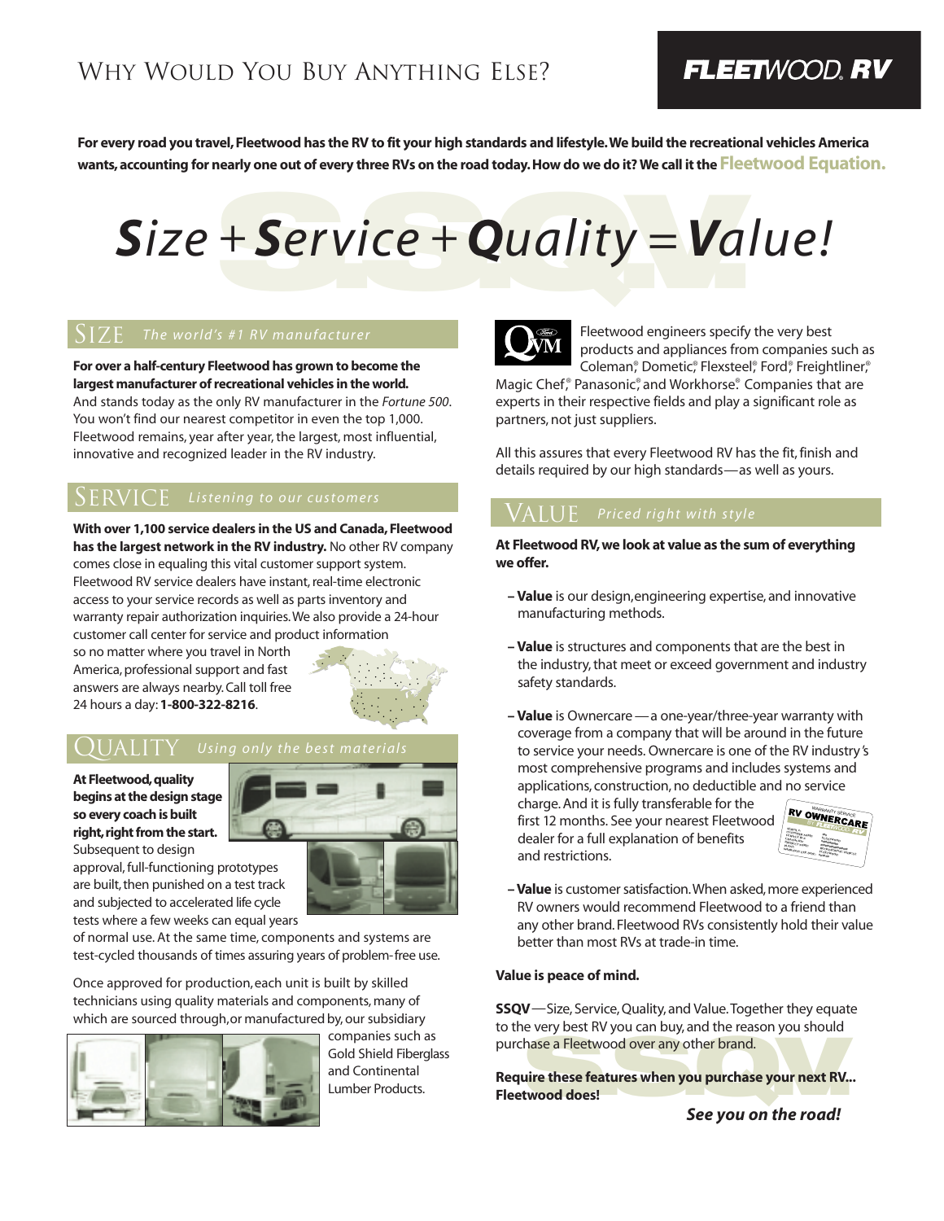# Why Would You Buy Anything Else?

**FLEETWOOD RV**

**For every road you travel, Fleetwood has the RV to fit your high standards and lifestyle. We build the recreational vehicles America wants, accounting for nearly one out of every three RVs on the road today. How do we do it? We call it the Fleetwood Equation.**

# ***S**ize + **S**ervice + **Q**uality = **V**alue!*

## SIZE *The world's #1 RV manufacturer*

**For over a half-century Fleetwood has grown to become the largest manufacturer of recreational vehicles in the world.** And stands today as the only RV manufacturer in the *Fortune 500*. You won't find our nearest competitor in even the top 1,000. Fleetwood remains, year after year, the largest, most influential, innovative and recognized leader in the RV industry.

## SERVICE *Listening to our customers*

**With over 1,100 service dealers in the US and Canada, Fleetwood has the largest network in the RV industry.** No other RV company comes close in equaling this vital customer support system. Fleetwood RV service dealers have instant, real-time electronic access to your service records as well as parts inventory and warranty repair authorization inquiries. We also provide a 24-hour customer call center for service and product information so no matter where you travel in North America, professional support and fast answers are always nearby. Call toll free 24 hours a day: **1-800-322-8216**.

## QUALITY *Using only the best materials*

**At Fleetwood, quality begins at the design stage so every coach is built right, right from the start.** Subsequent to design approval, full-functioning prototypes are built, then punished on a test track and subjected to accelerated life cycle tests where a few weeks can equal years of normal use. At the same time, components and systems are test-cycled thousands of times assuring years of problem-free use.

Once approved for production, each unit is built by skilled technicians using quality materials and components, many of which are sourced through, or manufactured by, our subsidiary companies such as Gold Shield Fiberglass and Continental Lumber Products.

Fleetwood engineers specify the very best products and appliances from companies such as Coleman®, Dometic®, Flexsteel®, Ford®, Freightliner®, Magic Chef®, Panasonic®, and Workhorse®. Companies that are experts in their respective fields and play a significant role as partners, not just suppliers.

All this assures that every Fleetwood RV has the fit, finish and details required by our high standards—as well as yours.

## VALUE *Priced right with style*

**At Fleetwood RV, we look at value as the sum of everything we offer.**

- **Value** is our design, engineering expertise, and innovative manufacturing methods.
- **Value** is structures and components that are the best in the industry, that meet or exceed government and industry safety standards.
- **Value** is Ownercare — a one-year/three-year warranty with coverage from a company that will be around in the future to service your needs. Ownercare is one of the RV industry's most comprehensive programs and includes systems and applications, construction, no deductible and no service charge. And it is fully transferable for the first 12 months. See your nearest Fleetwood dealer for a full explanation of benefits and restrictions.
- **Value** is customer satisfaction. When asked, more experienced RV owners would recommend Fleetwood to a friend than any other brand. Fleetwood RVs consistently hold their value better than most RVs at trade-in time.

**Value is peace of mind.**

**SSQV**—Size, Service, Quality, and Value. Together they equate to the very best RV you can buy, and the reason you should purchase a Fleetwood over any other brand.

**Require these features when you purchase your next RV... Fleetwood does!**

***See you on the road!***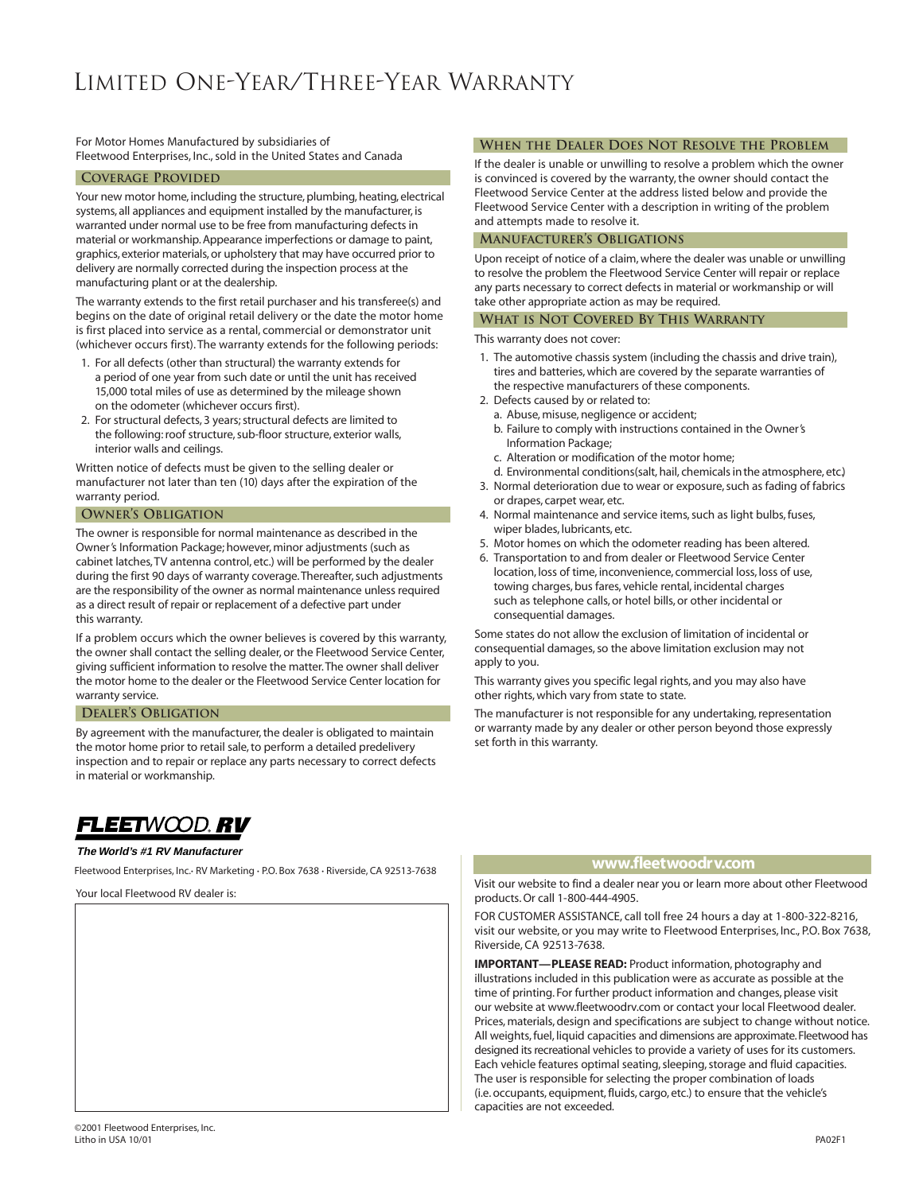# Limited One-Year/Three-Year Warranty

For Motor Homes Manufactured by subsidiaries of Fleetwood Enterprises, Inc., sold in the United States and Canada

## Coverage Provided

Your new motor home, including the structure, plumbing, heating, electrical systems, all appliances and equipment installed by the manufacturer, is warranted under normal use to be free from manufacturing defects in material or workmanship. Appearance imperfections or damage to paint, graphics, exterior materials, or upholstery that may have occurred prior to delivery are normally corrected during the inspection process at the manufacturing plant or at the dealership.

The warranty extends to the first retail purchaser and his transferee(s) and begins on the date of original retail delivery or the date the motor home is first placed into service as a rental, commercial or demonstrator unit (whichever occurs first). The warranty extends for the following periods:

1. For all defects (other than structural) the warranty extends for a period of one year from such date or until the unit has received 15,000 total miles of use as determined by the mileage shown on the odometer (whichever occurs first).
2. For structural defects, 3 years; structural defects are limited to the following: roof structure, sub-floor structure, exterior walls, interior walls and ceilings.

Written notice of defects must be given to the selling dealer or manufacturer not later than ten (10) days after the expiration of the warranty period.

## Owner's Obligation

The owner is responsible for normal maintenance as described in the Owner's Information Package; however, minor adjustments (such as cabinet latches, TV antenna control, etc.) will be performed by the dealer during the first 90 days of warranty coverage. Thereafter, such adjustments are the responsibility of the owner as normal maintenance unless required as a direct result of repair or replacement of a defective part under this warranty.

If a problem occurs which the owner believes is covered by this warranty, the owner shall contact the selling dealer, or the Fleetwood Service Center, giving sufficient information to resolve the matter. The owner shall deliver the motor home to the dealer or the Fleetwood Service Center location for warranty service.

## Dealer's Obligation

By agreement with the manufacturer, the dealer is obligated to maintain the motor home prior to retail sale, to perform a detailed predelivery inspection and to repair or replace any parts necessary to correct defects in material or workmanship.

## When the Dealer Does Not Resolve the Problem

If the dealer is unable or unwilling to resolve a problem which the owner is convinced is covered by the warranty, the owner should contact the Fleetwood Service Center at the address listed below and provide the Fleetwood Service Center with a description in writing of the problem and attempts made to resolve it.

## Manufacturer's Obligations

Upon receipt of notice of a claim, where the dealer was unable or unwilling to resolve the problem the Fleetwood Service Center will repair or replace any parts necessary to correct defects in material or workmanship or will take other appropriate action as may be required.

## What is Not Covered By This Warranty

This warranty does not cover:

1. The automotive chassis system (including the chassis and drive train), tires and batteries, which are covered by the separate warranties of the respective manufacturers of these components.
2. Defects caused by or related to:
   a. Abuse, misuse, negligence or accident;
   b. Failure to comply with instructions contained in the Owner's Information Package;
   c. Alteration or modification of the motor home;
   d. Environmental conditions(salt, hail, chemicals in the atmosphere, etc.)
3. Normal deterioration due to wear or exposure, such as fading of fabrics or drapes, carpet wear, etc.
4. Normal maintenance and service items, such as light bulbs, fuses, wiper blades, lubricants, etc.
5. Motor homes on which the odometer reading has been altered.
6. Transportation to and from dealer or Fleetwood Service Center location, loss of time, inconvenience, commercial loss, loss of use, towing charges, bus fares, vehicle rental, incidental charges such as telephone calls, or hotel bills, or other incidental or consequential damages.

Some states do not allow the exclusion of limitation of incidental or consequential damages, so the above limitation exclusion may not apply to you.

This warranty gives you specific legal rights, and you may also have other rights, which vary from state to state.

The manufacturer is not responsible for any undertaking, representation or warranty made by any dealer or other person beyond those expressly set forth in this warranty.

**FLEETWOOD RV**

***The World's #1 RV Manufacturer***

Fleetwood Enterprises, Inc.• RV Marketing • P.O. Box 7638 • Riverside, CA 92513-7638

Your local Fleetwood RV dealer is:

## www.fleetwoodrv.com

Visit our website to find a dealer near you or learn more about other Fleetwood products. Or call 1-800-444-4905.

FOR CUSTOMER ASSISTANCE, call toll free 24 hours a day at 1-800-322-8216, visit our website, or you may write to Fleetwood Enterprises, Inc., P.O. Box 7638, Riverside, CA 92513-7638.

**IMPORTANT—PLEASE READ:** Product information, photography and illustrations included in this publication were as accurate as possible at the time of printing. For further product information and changes, please visit our website at www.fleetwoodrv.com or contact your local Fleetwood dealer. Prices, materials, design and specifications are subject to change without notice. All weights, fuel, liquid capacities and dimensions are approximate. Fleetwood has designed its recreational vehicles to provide a variety of uses for its customers. Each vehicle features optimal seating, sleeping, storage and fluid capacities. The user is responsible for selecting the proper combination of loads (i.e. occupants, equipment, fluids, cargo, etc.) to ensure that the vehicle's capacities are not exceeded.

©2001 Fleetwood Enterprises, Inc.
Litho in USA 10/01

PA02F1